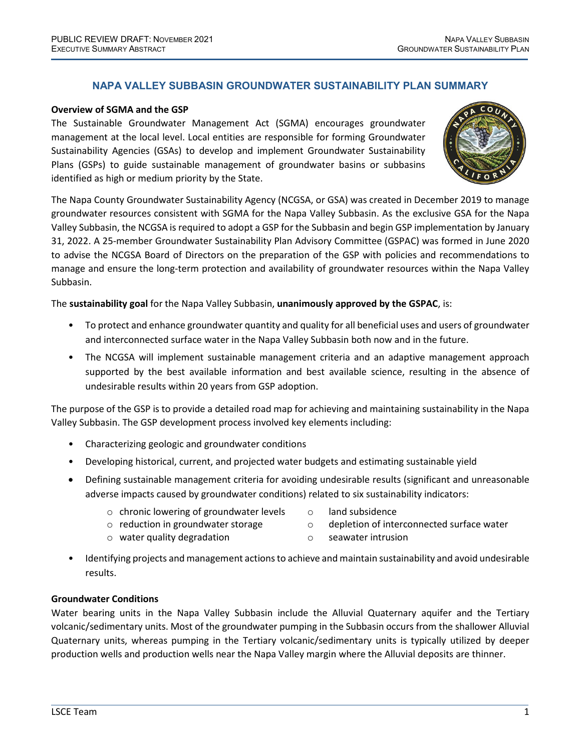# NAPA VALLEY SUBBASIN GROUNDWATER SUSTAINABILITY PLAN SUMMARY

**Overview of SGMA and the GSP**

The Sustainable Groundwater Management Act (SGMA) encourages groundwater management at the local level. Local entities are responsible for forming Groundwater Sustainability Agencies (GSAs) to develop and implement Groundwater Sustainability Plans (GSPs) to guide sustainable management of groundwater basins or subbasins identified as high or medium priority by the State.

The Napa County Groundwater Sustainability Agency (NCGSA, or GSA) was created in December 2019 to manage groundwater resources consistent with SGMA for the Napa Valley Subbasin. As the exclusive GSA for the Napa Valley Subbasin, the NCGSA is required to adopt a GSP for the Subbasin and begin GSP implementation by January 31, 2022. A 25-member Groundwater Sustainability Plan Advisory Committee (GSPAC) was formed in June 2020 to advise the NCGSA Board of Directors on the preparation of the GSP with policies and recommendations to manage and ensure the long-term protection and availability of groundwater resources within the Napa Valley Subbasin.

The **sustainability goal** for the Napa Valley Subbasin, **unanimously approved by the GSPAC**, is:

- To protect and enhance groundwater quantity and quality for all beneficial uses and users of groundwater and interconnected surface water in the Napa Valley Subbasin both now and in the future.
- The NCGSA will implement sustainable management criteria and an adaptive management approach supported by the best available information and best available science, resulting in the absence of undesirable results within 20 years from GSP adoption.

The purpose of the GSP is to provide a detailed road map for achieving and maintaining sustainability in the Napa Valley Subbasin. The GSP development process involved key elements including:

- Characterizing geologic and groundwater conditions
- Developing historical, current, and projected water budgets and estimating sustainable yield
- Defining sustainable management criteria for avoiding undesirable results (significant and unreasonable adverse impacts caused by groundwater conditions) related to six sustainability indicators:
  - chronic lowering of groundwater levels
  - reduction in groundwater storage
  - water quality degradation
  - land subsidence
  - depletion of interconnected surface water
  - seawater intrusion
- Identifying projects and management actions to achieve and maintain sustainability and avoid undesirable results.

**Groundwater Conditions**

Water bearing units in the Napa Valley Subbasin include the Alluvial Quaternary aquifer and the Tertiary volcanic/sedimentary units. Most of the groundwater pumping in the Subbasin occurs from the shallower Alluvial Quaternary units, whereas pumping in the Tertiary volcanic/sedimentary units is typically utilized by deeper production wells and production wells near the Napa Valley margin where the Alluvial deposits are thinner.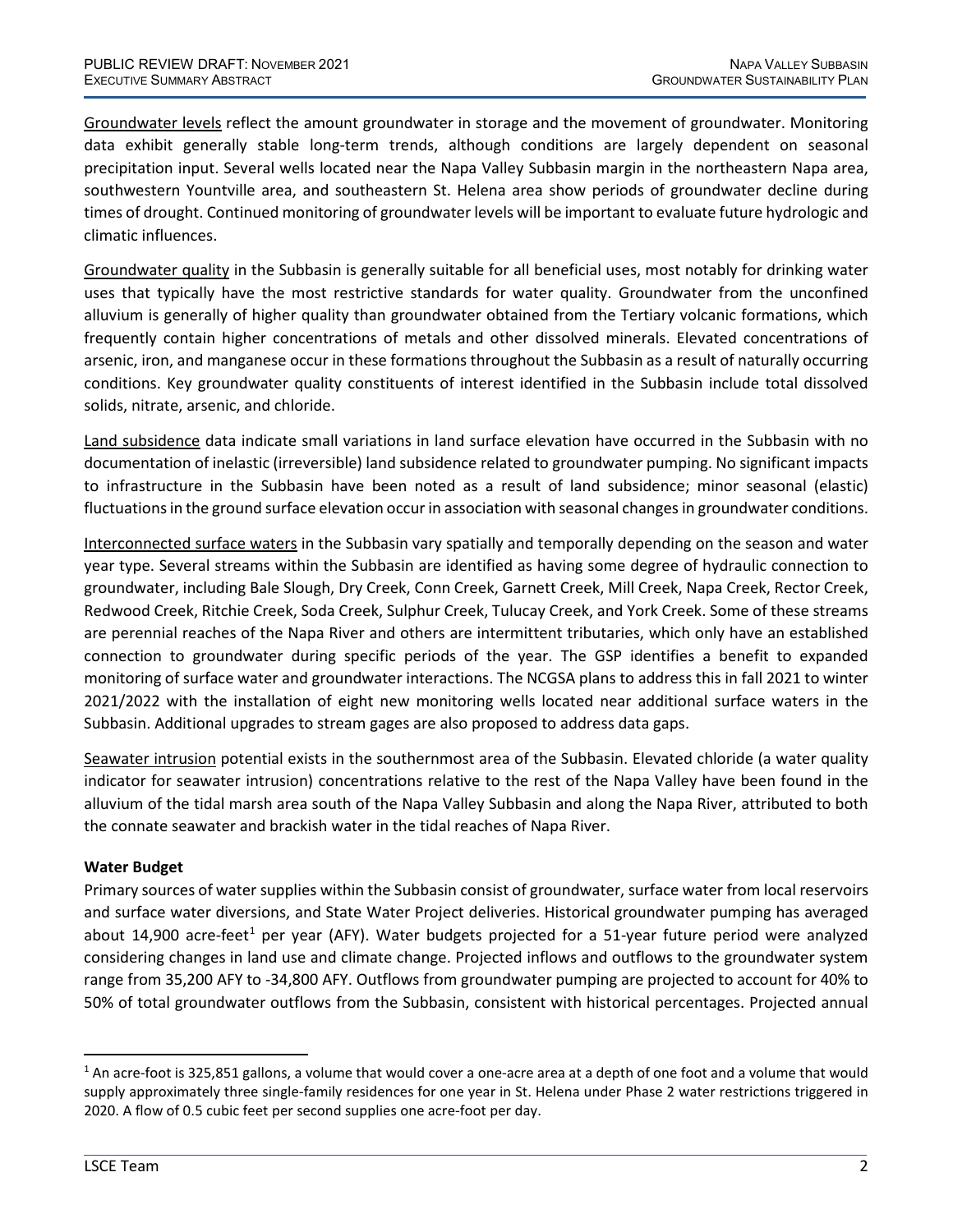Groundwater levels reflect the amount groundwater in storage and the movement of groundwater. Monitoring data exhibit generally stable long-term trends, although conditions are largely dependent on seasonal precipitation input. Several wells located near the Napa Valley Subbasin margin in the northeastern Napa area, southwestern Yountville area, and southeastern St. Helena area show periods of groundwater decline during times of drought. Continued monitoring of groundwater levels will be important to evaluate future hydrologic and climatic influences.

Groundwater quality in the Subbasin is generally suitable for all beneficial uses, most notably for drinking water uses that typically have the most restrictive standards for water quality. Groundwater from the unconfined alluvium is generally of higher quality than groundwater obtained from the Tertiary volcanic formations, which frequently contain higher concentrations of metals and other dissolved minerals. Elevated concentrations of arsenic, iron, and manganese occur in these formations throughout the Subbasin as a result of naturally occurring conditions. Key groundwater quality constituents of interest identified in the Subbasin include total dissolved solids, nitrate, arsenic, and chloride.

Land subsidence data indicate small variations in land surface elevation have occurred in the Subbasin with no documentation of inelastic (irreversible) land subsidence related to groundwater pumping. No significant impacts to infrastructure in the Subbasin have been noted as a result of land subsidence; minor seasonal (elastic) fluctuations in the ground surface elevation occur in association with seasonal changes in groundwater conditions.

Interconnected surface waters in the Subbasin vary spatially and temporally depending on the season and water year type. Several streams within the Subbasin are identified as having some degree of hydraulic connection to groundwater, including Bale Slough, Dry Creek, Conn Creek, Garnett Creek, Mill Creek, Napa Creek, Rector Creek, Redwood Creek, Ritchie Creek, Soda Creek, Sulphur Creek, Tulucay Creek, and York Creek. Some of these streams are perennial reaches of the Napa River and others are intermittent tributaries, which only have an established connection to groundwater during specific periods of the year. The GSP identifies a benefit to expanded monitoring of surface water and groundwater interactions. The NCGSA plans to address this in fall 2021 to winter 2021/2022 with the installation of eight new monitoring wells located near additional surface waters in the Subbasin. Additional upgrades to stream gages are also proposed to address data gaps.

Seawater intrusion potential exists in the southernmost area of the Subbasin. Elevated chloride (a water quality indicator for seawater intrusion) concentrations relative to the rest of the Napa Valley have been found in the alluvium of the tidal marsh area south of the Napa Valley Subbasin and along the Napa River, attributed to both the connate seawater and brackish water in the tidal reaches of Napa River.

**Water Budget**

Primary sources of water supplies within the Subbasin consist of groundwater, surface water from local reservoirs and surface water diversions, and State Water Project deliveries. Historical groundwater pumping has averaged about 14,900 acre-feet[1] per year (AFY). Water budgets projected for a 51-year future period were analyzed considering changes in land use and climate change. Projected inflows and outflows to the groundwater system range from 35,200 AFY to -34,800 AFY. Outflows from groundwater pumping are projected to account for 40% to 50% of total groundwater outflows from the Subbasin, consistent with historical percentages. Projected annual

[1] An acre-foot is 325,851 gallons, a volume that would cover a one-acre area at a depth of one foot and a volume that would supply approximately three single-family residences for one year in St. Helena under Phase 2 water restrictions triggered in 2020. A flow of 0.5 cubic feet per second supplies one acre-foot per day.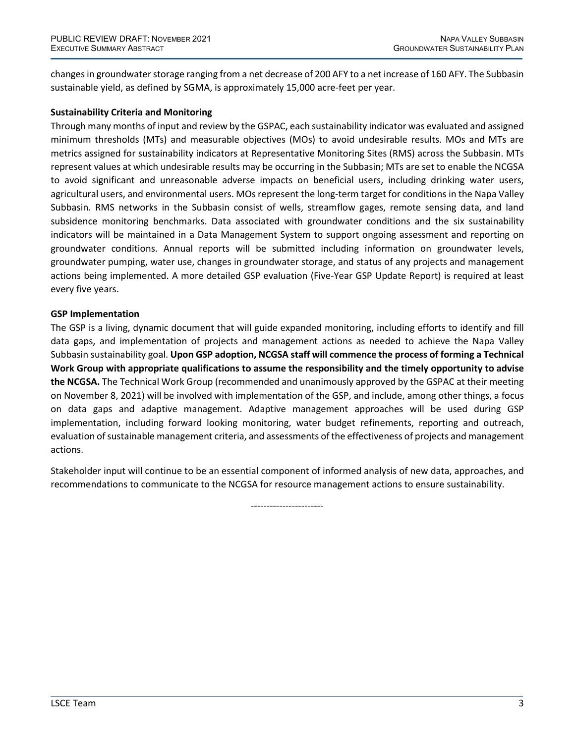changes in groundwater storage ranging from a net decrease of 200 AFY to a net increase of 160 AFY. The Subbasin sustainable yield, as defined by SGMA, is approximately 15,000 acre-feet per year.

**Sustainability Criteria and Monitoring**

Through many months of input and review by the GSPAC, each sustainability indicator was evaluated and assigned minimum thresholds (MTs) and measurable objectives (MOs) to avoid undesirable results. MOs and MTs are metrics assigned for sustainability indicators at Representative Monitoring Sites (RMS) across the Subbasin. MTs represent values at which undesirable results may be occurring in the Subbasin; MTs are set to enable the NCGSA to avoid significant and unreasonable adverse impacts on beneficial users, including drinking water users, agricultural users, and environmental users. MOs represent the long-term target for conditions in the Napa Valley Subbasin. RMS networks in the Subbasin consist of wells, streamflow gages, remote sensing data, and land subsidence monitoring benchmarks. Data associated with groundwater conditions and the six sustainability indicators will be maintained in a Data Management System to support ongoing assessment and reporting on groundwater conditions. Annual reports will be submitted including information on groundwater levels, groundwater pumping, water use, changes in groundwater storage, and status of any projects and management actions being implemented. A more detailed GSP evaluation (Five-Year GSP Update Report) is required at least every five years.

**GSP Implementation**

The GSP is a living, dynamic document that will guide expanded monitoring, including efforts to identify and fill data gaps, and implementation of projects and management actions as needed to achieve the Napa Valley Subbasin sustainability goal. **Upon GSP adoption, NCGSA staff will commence the process of forming a Technical Work Group with appropriate qualifications to assume the responsibility and the timely opportunity to advise the NCGSA.** The Technical Work Group (recommended and unanimously approved by the GSPAC at their meeting on November 8, 2021) will be involved with implementation of the GSP, and include, among other things, a focus on data gaps and adaptive management. Adaptive management approaches will be used during GSP implementation, including forward looking monitoring, water budget refinements, reporting and outreach, evaluation of sustainable management criteria, and assessments of the effectiveness of projects and management actions.

Stakeholder input will continue to be an essential component of informed analysis of new data, approaches, and recommendations to communicate to the NCGSA for resource management actions to ensure sustainability.

-----------------------